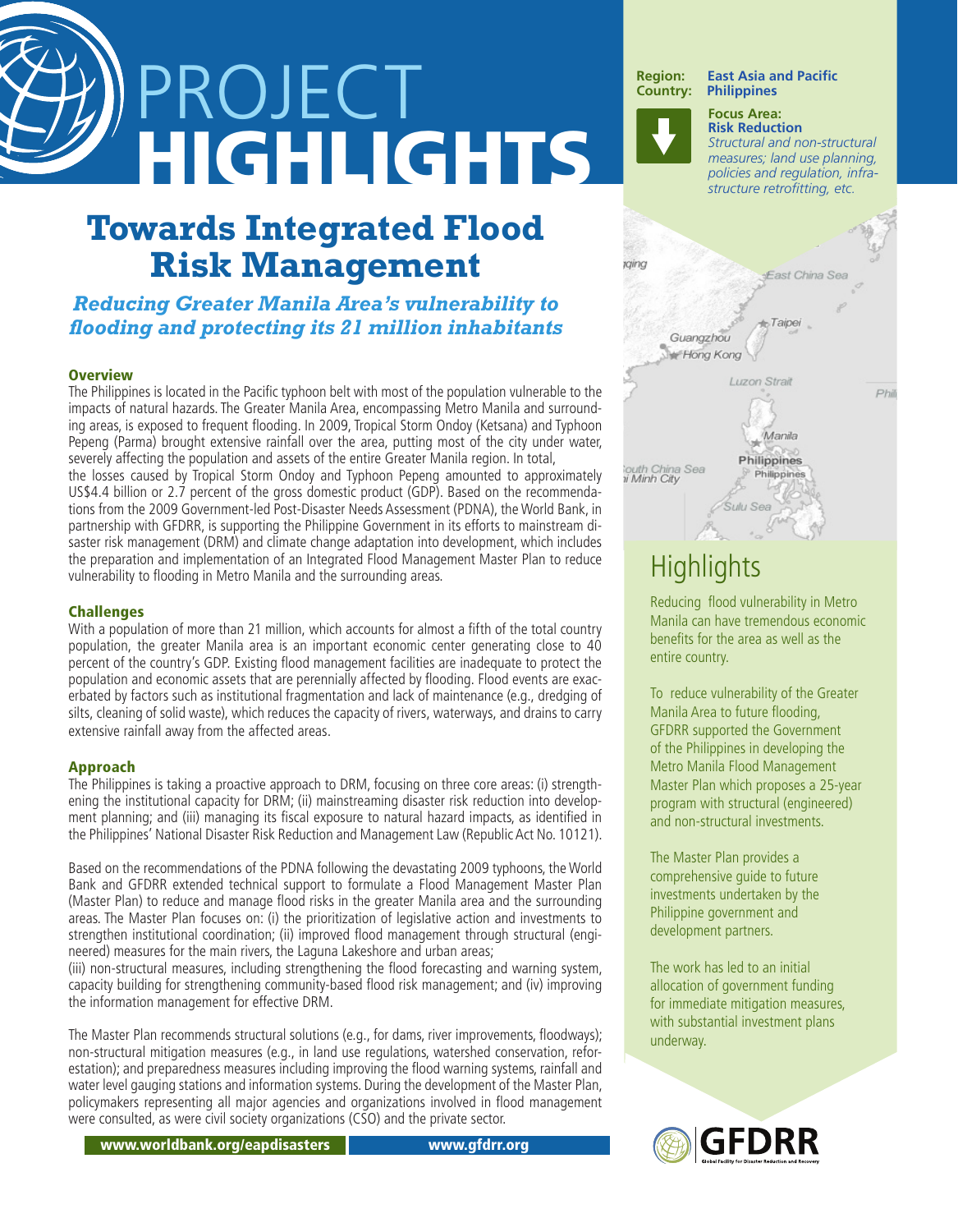# PROJECT HIGHLIGHTS

# Towards Integrated Flood Risk Management

***Reducing Greater Manila Area's vulnerability to flooding and protecting its 21 million inhabitants***

**Region:** East Asia and Pacific
**Country:** Philippines

**Focus Area: Risk Reduction**
*Structural and non-structural measures; land use planning, policies and regulation, infrastructure retrofitting, etc.*

## Overview

The Philippines is located in the Pacific typhoon belt with most of the population vulnerable to the impacts of natural hazards. The Greater Manila Area, encompassing Metro Manila and surrounding areas, is exposed to frequent flooding. In 2009, Tropical Storm Ondoy (Ketsana) and Typhoon Pepeng (Parma) brought extensive rainfall over the area, putting most of the city under water, severely affecting the population and assets of the entire Greater Manila region. In total, the losses caused by Tropical Storm Ondoy and Typhoon Pepeng amounted to approximately US$4.4 billion or 2.7 percent of the gross domestic product (GDP). Based on the recommendations from the 2009 Government-led Post-Disaster Needs Assessment (PDNA), the World Bank, in partnership with GFDRR, is supporting the Philippine Government in its efforts to mainstream disaster risk management (DRM) and climate change adaptation into development, which includes the preparation and implementation of an Integrated Flood Management Master Plan to reduce vulnerability to flooding in Metro Manila and the surrounding areas.

## Challenges

With a population of more than 21 million, which accounts for almost a fifth of the total country population, the greater Manila area is an important economic center generating close to 40 percent of the country's GDP. Existing flood management facilities are inadequate to protect the population and economic assets that are perennially affected by flooding. Flood events are exacerbated by factors such as institutional fragmentation and lack of maintenance (e.g., dredging of silts, cleaning of solid waste), which reduces the capacity of rivers, waterways, and drains to carry extensive rainfall away from the affected areas.

## Approach

The Philippines is taking a proactive approach to DRM, focusing on three core areas: (i) strengthening the institutional capacity for DRM; (ii) mainstreaming disaster risk reduction into development planning; and (iii) managing its fiscal exposure to natural hazard impacts, as identified in the Philippines' National Disaster Risk Reduction and Management Law (Republic Act No. 10121).

Based on the recommendations of the PDNA following the devastating 2009 typhoons, the World Bank and GFDRR extended technical support to formulate a Flood Management Master Plan (Master Plan) to reduce and manage flood risks in the greater Manila area and the surrounding areas. The Master Plan focuses on: (i) the prioritization of legislative action and investments to strengthen institutional coordination; (ii) improved flood management through structural (engineered) measures for the main rivers, the Laguna Lakeshore and urban areas; (iii) non-structural measures, including strengthening the flood forecasting and warning system, capacity building for strengthening community-based flood risk management; and (iv) improving the information management for effective DRM.

The Master Plan recommends structural solutions (e.g., for dams, river improvements, floodways); non-structural mitigation measures (e.g., in land use regulations, watershed conservation, reforestation); and preparedness measures including improving the flood warning systems, rainfall and water level gauging stations and information systems. During the development of the Master Plan, policymakers representing all major agencies and organizations involved in flood management were consulted, as were civil society organizations (CSO) and the private sector.

## Highlights

Reducing flood vulnerability in Metro Manila can have tremendous economic benefits for the area as well as the entire country.

To reduce vulnerability of the Greater Manila Area to future flooding, GFDRR supported the Government of the Philippines in developing the Metro Manila Flood Management Master Plan which proposes a 25-year program with structural (engineered) and non-structural investments.

The Master Plan provides a comprehensive guide to future investments undertaken by the Philippine government and development partners.

The work has led to an initial allocation of government funding for immediate mitigation measures, with substantial investment plans underway.

www.worldbank.org/eapdisasters | www.gfdrr.org

GFDRR — Global Facility for Disaster Reduction and Recovery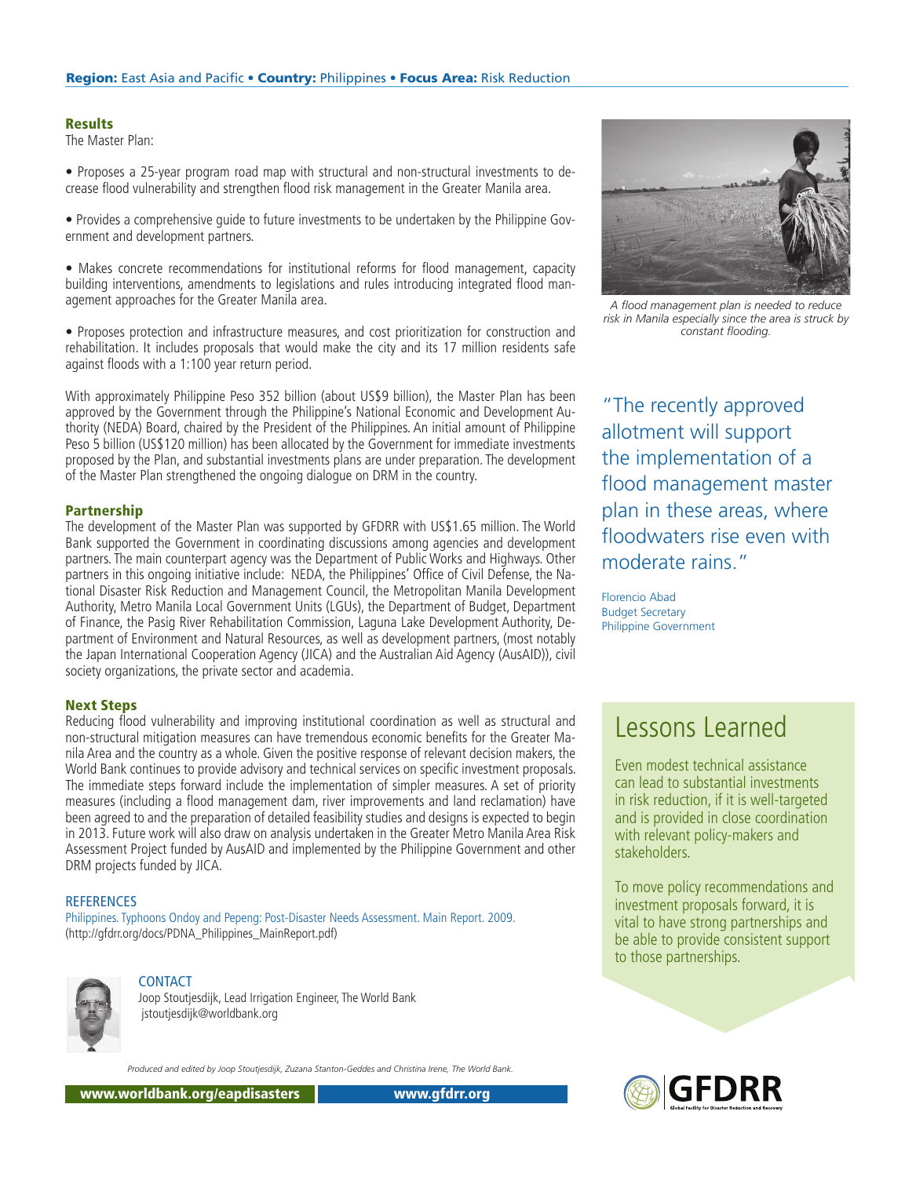**Region:** East Asia and Pacific • **Country:** Philippines • **Focus Area:** Risk Reduction

### Results

The Master Plan:

- Proposes a 25-year program road map with structural and non-structural investments to decrease flood vulnerability and strengthen flood risk management in the Greater Manila area.

- Provides a comprehensive guide to future investments to be undertaken by the Philippine Government and development partners.

- Makes concrete recommendations for institutional reforms for flood management, capacity building interventions, amendments to legislations and rules introducing integrated flood management approaches for the Greater Manila area.

- Proposes protection and infrastructure measures, and cost prioritization for construction and rehabilitation. It includes proposals that would make the city and its 17 million residents safe against floods with a 1:100 year return period.

With approximately Philippine Peso 352 billion (about US$9 billion), the Master Plan has been approved by the Government through the Philippine's National Economic and Development Authority (NEDA) Board, chaired by the President of the Philippines. An initial amount of Philippine Peso 5 billion (US$120 million) has been allocated by the Government for immediate investments proposed by the Plan, and substantial investments plans are under preparation. The development of the Master Plan strengthened the ongoing dialogue on DRM in the country.

### Partnership

The development of the Master Plan was supported by GFDRR with US$1.65 million. The World Bank supported the Government in coordinating discussions among agencies and development partners. The main counterpart agency was the Department of Public Works and Highways. Other partners in this ongoing initiative include: NEDA, the Philippines' Office of Civil Defense, the National Disaster Risk Reduction and Management Council, the Metropolitan Manila Development Authority, Metro Manila Local Government Units (LGUs), the Department of Budget, Department of Finance, the Pasig River Rehabilitation Commission, Laguna Lake Development Authority, Department of Environment and Natural Resources, as well as development partners, (most notably the Japan International Cooperation Agency (JICA) and the Australian Aid Agency (AusAID)), civil society organizations, the private sector and academia.

### Next Steps

Reducing flood vulnerability and improving institutional coordination as well as structural and non-structural mitigation measures can have tremendous economic benefits for the Greater Manila Area and the country as a whole. Given the positive response of relevant decision makers, the World Bank continues to provide advisory and technical services on specific investment proposals. The immediate steps forward include the implementation of simpler measures. A set of priority measures (including a flood management dam, river improvements and land reclamation) have been agreed to and the preparation of detailed feasibility studies and designs is expected to begin in 2013. Future work will also draw on analysis undertaken in the Greater Metro Manila Area Risk Assessment Project funded by AusAID and implemented by the Philippine Government and other DRM projects funded by JICA.

### REFERENCES

Philippines. Typhoons Ondoy and Pepeng: Post-Disaster Needs Assessment. Main Report. 2009. (http://gfdrr.org/docs/PDNA_Philippines_MainReport.pdf)

### CONTACT

Joop Stoutjesdijk, Lead Irrigation Engineer, The World Bank
jstoutjesdijk@worldbank.org

*A flood management plan is needed to reduce risk in Manila especially since the area is struck by constant flooding.*

"The recently approved allotment will support the implementation of a flood management master plan in these areas, where floodwaters rise even with moderate rains."

Florencio Abad
Budget Secretary
Philippine Government

## Lessons Learned

Even modest technical assistance can lead to substantial investments in risk reduction, if it is well-targeted and is provided in close coordination with relevant policy-makers and stakeholders.

To move policy recommendations and investment proposals forward, it is vital to have strong partnerships and be able to provide consistent support to those partnerships.

*Produced and edited by Joop Stoutjesdijk, Zuzana Stanton-Geddes and Christina Irene, The World Bank.*

**www.worldbank.org/eapdisasters** **www.gfdrr.org**

GFDRR
Global Facility for Disaster Reduction and Recovery